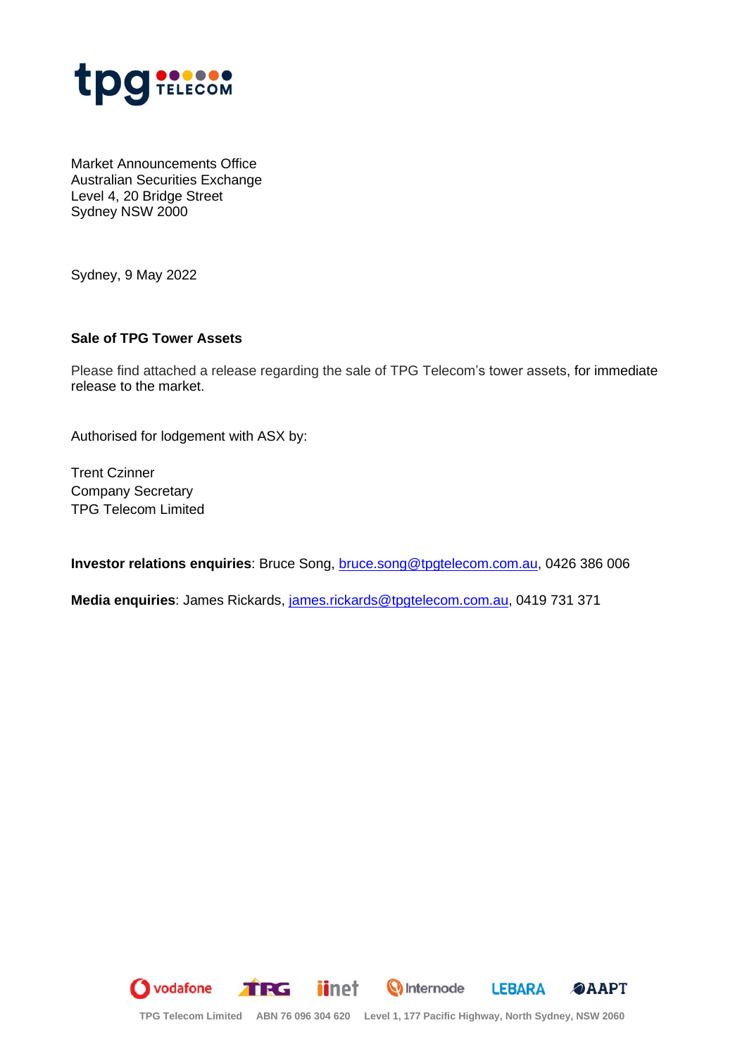Market Announcements Office
Australian Securities Exchange
Level 4, 20 Bridge Street
Sydney NSW 2000

Sydney, 9 May 2022

**Sale of TPG Tower Assets**

Please find attached a release regarding the sale of TPG Telecom's tower assets, for immediate release to the market.

Authorised for lodgement with ASX by:

Trent Czinner
Company Secretary
TPG Telecom Limited

**Investor relations enquiries**: Bruce Song, bruce.song@tpgtelecom.com.au, 0426 386 006

**Media enquiries**: James Rickards, james.rickards@tpgtelecom.com.au, 0419 731 371

TPG Telecom Limited ABN 76 096 304 620 Level 1, 177 Pacific Highway, North Sydney, NSW 2060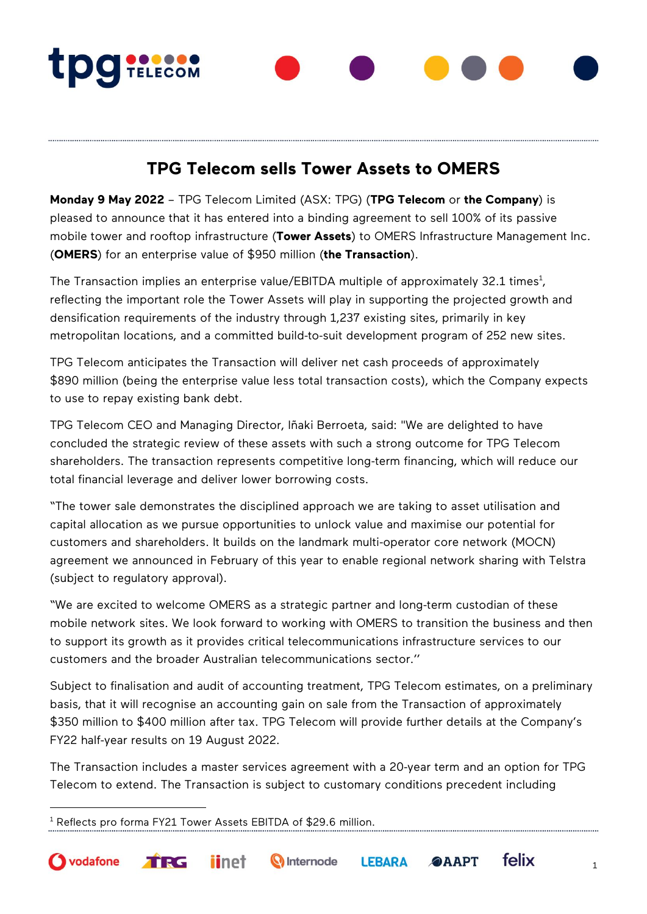# TPG Telecom sells Tower Assets to OMERS

**Monday 9 May 2022** – TPG Telecom Limited (ASX: TPG) (**TPG Telecom** or **the Company**) is pleased to announce that it has entered into a binding agreement to sell 100% of its passive mobile tower and rooftop infrastructure (**Tower Assets**) to OMERS Infrastructure Management Inc. (**OMERS**) for an enterprise value of $950 million (**the Transaction**).

The Transaction implies an enterprise value/EBITDA multiple of approximately 32.1 times[1], reflecting the important role the Tower Assets will play in supporting the projected growth and densification requirements of the industry through 1,237 existing sites, primarily in key metropolitan locations, and a committed build-to-suit development program of 252 new sites.

TPG Telecom anticipates the Transaction will deliver net cash proceeds of approximately $890 million (being the enterprise value less total transaction costs), which the Company expects to use to repay existing bank debt.

TPG Telecom CEO and Managing Director, Iñaki Berroeta, said: "We are delighted to have concluded the strategic review of these assets with such a strong outcome for TPG Telecom shareholders. The transaction represents competitive long-term financing, which will reduce our total financial leverage and deliver lower borrowing costs.

"The tower sale demonstrates the disciplined approach we are taking to asset utilisation and capital allocation as we pursue opportunities to unlock value and maximise our potential for customers and shareholders. It builds on the landmark multi-operator core network (MOCN) agreement we announced in February of this year to enable regional network sharing with Telstra (subject to regulatory approval).

"We are excited to welcome OMERS as a strategic partner and long-term custodian of these mobile network sites. We look forward to working with OMERS to transition the business and then to support its growth as it provides critical telecommunications infrastructure services to our customers and the broader Australian telecommunications sector."

Subject to finalisation and audit of accounting treatment, TPG Telecom estimates, on a preliminary basis, that it will recognise an accounting gain on sale from the Transaction of approximately $350 million to $400 million after tax. TPG Telecom will provide further details at the Company's FY22 half-year results on 19 August 2022.

The Transaction includes a master services agreement with a 20-year term and an option for TPG Telecom to extend. The Transaction is subject to customary conditions precedent including

[1] Reflects pro forma FY21 Tower Assets EBITDA of $29.6 million.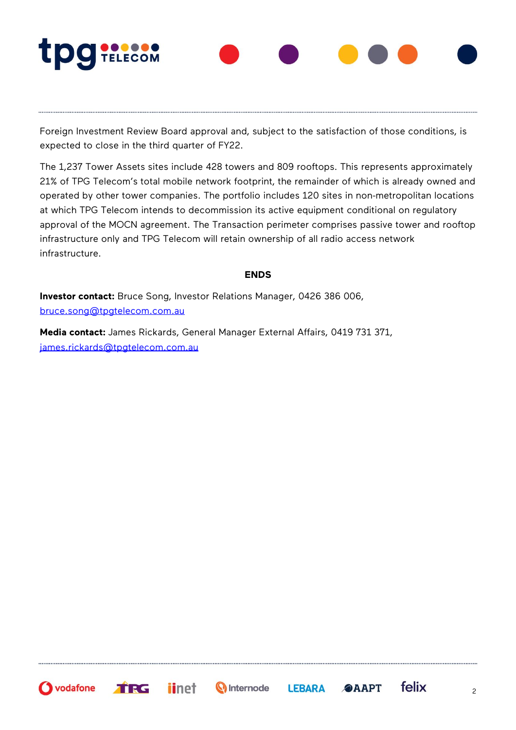Foreign Investment Review Board approval and, subject to the satisfaction of those conditions, is expected to close in the third quarter of FY22.

The 1,237 Tower Assets sites include 428 towers and 809 rooftops. This represents approximately 21% of TPG Telecom's total mobile network footprint, the remainder of which is already owned and operated by other tower companies. The portfolio includes 120 sites in non-metropolitan locations at which TPG Telecom intends to decommission its active equipment conditional on regulatory approval of the MOCN agreement. The Transaction perimeter comprises passive tower and rooftop infrastructure only and TPG Telecom will retain ownership of all radio access network infrastructure.

**ENDS**

**Investor contact:** Bruce Song, Investor Relations Manager, 0426 386 006, bruce.song@tpgtelecom.com.au

**Media contact:** James Rickards, General Manager External Affairs, 0419 731 371, james.rickards@tpgtelecom.com.au